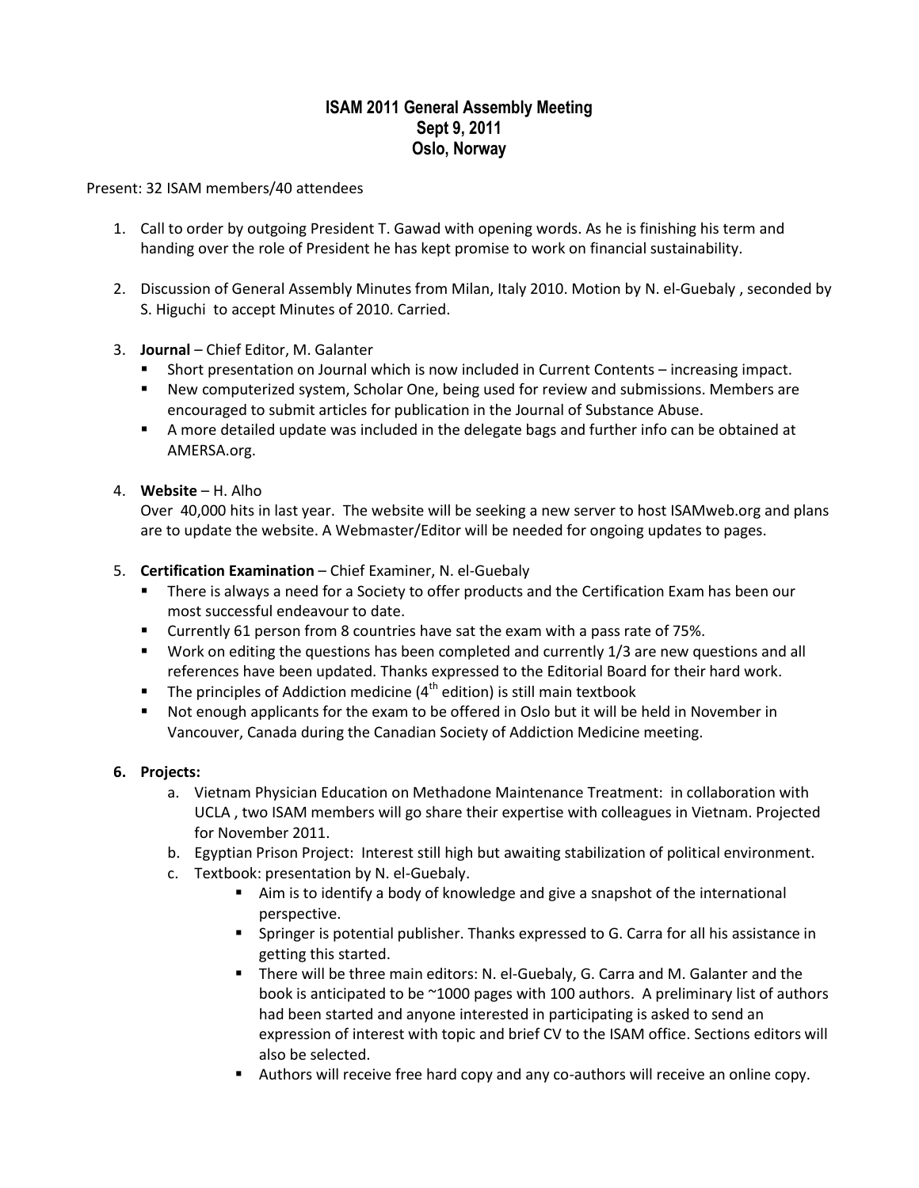# ISAM 2011 General Assembly Meeting
## Sept 9, 2011
## Oslo, Norway

Present: 32 ISAM members/40 attendees

1. Call to order by outgoing President T. Gawad with opening words. As he is finishing his term and handing over the role of President he has kept promise to work on financial sustainability.

2. Discussion of General Assembly Minutes from Milan, Italy 2010. Motion by N. el-Guebaly , seconded by S. Higuchi to accept Minutes of 2010. Carried.

3. **Journal** – Chief Editor, M. Galanter
   - Short presentation on Journal which is now included in Current Contents – increasing impact.
   - New computerized system, Scholar One, being used for review and submissions. Members are encouraged to submit articles for publication in the Journal of Substance Abuse.
   - A more detailed update was included in the delegate bags and further info can be obtained at AMERSA.org.

4. **Website** – H. Alho

   Over 40,000 hits in last year. The website will be seeking a new server to host ISAMweb.org and plans are to update the website. A Webmaster/Editor will be needed for ongoing updates to pages.

5. **Certification Examination** – Chief Examiner, N. el-Guebaly
   - There is always a need for a Society to offer products and the Certification Exam has been our most successful endeavour to date.
   - Currently 61 person from 8 countries have sat the exam with a pass rate of 75%.
   - Work on editing the questions has been completed and currently 1/3 are new questions and all references have been updated. Thanks expressed to the Editorial Board for their hard work.
   - The principles of Addiction medicine (4th edition) is still main textbook
   - Not enough applicants for the exam to be offered in Oslo but it will be held in November in Vancouver, Canada during the Canadian Society of Addiction Medicine meeting.

6. **Projects:**
   a. Vietnam Physician Education on Methadone Maintenance Treatment: in collaboration with UCLA , two ISAM members will go share their expertise with colleagues in Vietnam. Projected for November 2011.
   b. Egyptian Prison Project: Interest still high but awaiting stabilization of political environment.
   c. Textbook: presentation by N. el-Guebaly.
      - Aim is to identify a body of knowledge and give a snapshot of the international perspective.
      - Springer is potential publisher. Thanks expressed to G. Carra for all his assistance in getting this started.
      - There will be three main editors: N. el-Guebaly, G. Carra and M. Galanter and the book is anticipated to be ~1000 pages with 100 authors. A preliminary list of authors had been started and anyone interested in participating is asked to send an expression of interest with topic and brief CV to the ISAM office. Sections editors will also be selected.
      - Authors will receive free hard copy and any co-authors will receive an online copy.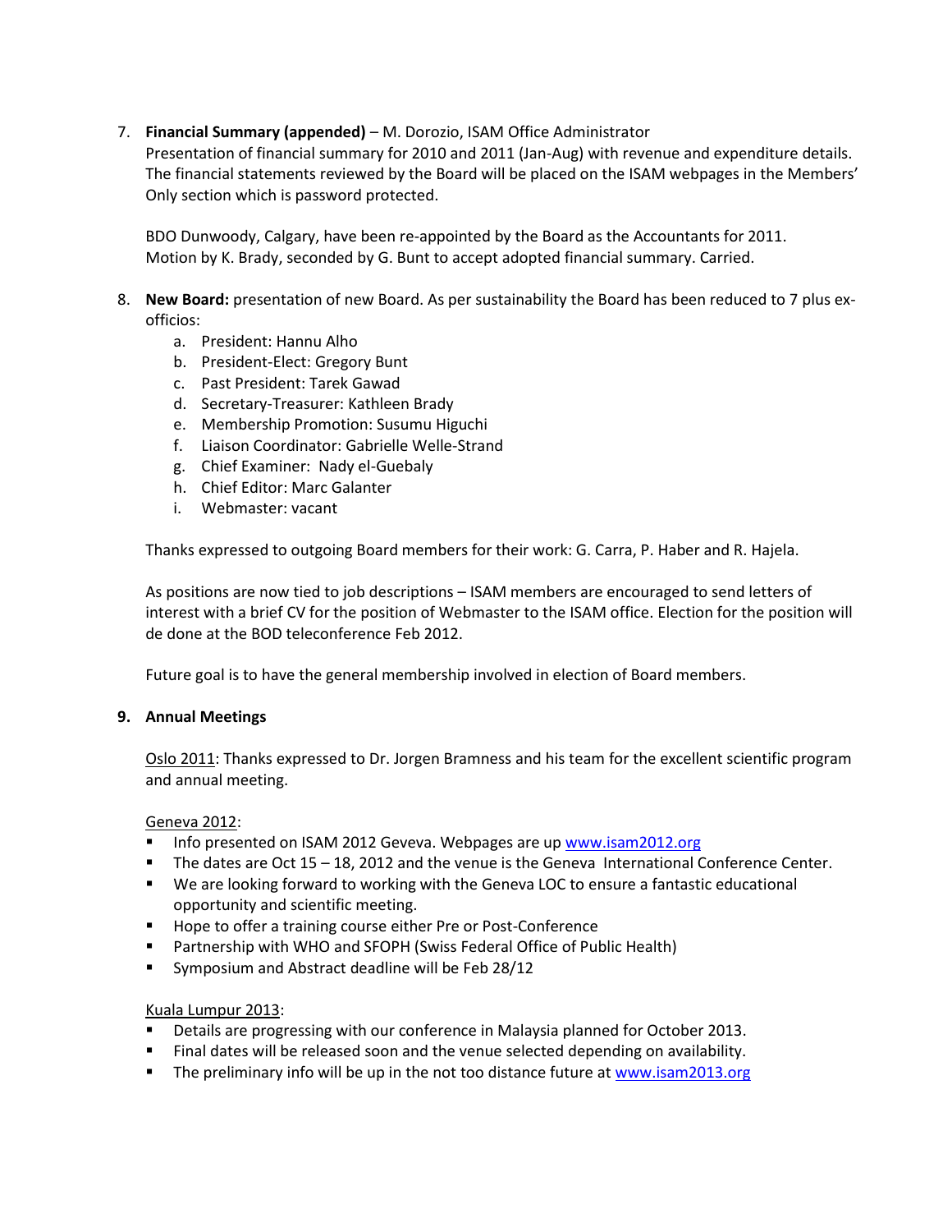7. **Financial Summary (appended)** – M. Dorozio, ISAM Office Administrator
   Presentation of financial summary for 2010 and 2011 (Jan-Aug) with revenue and expenditure details. The financial statements reviewed by the Board will be placed on the ISAM webpages in the Members' Only section which is password protected.

   BDO Dunwoody, Calgary, have been re-appointed by the Board as the Accountants for 2011. Motion by K. Brady, seconded by G. Bunt to accept adopted financial summary. Carried.

8. **New Board:** presentation of new Board. As per sustainability the Board has been reduced to 7 plus ex-officios:
   a. President: Hannu Alho
   b. President-Elect: Gregory Bunt
   c. Past President: Tarek Gawad
   d. Secretary-Treasurer: Kathleen Brady
   e. Membership Promotion: Susumu Higuchi
   f. Liaison Coordinator: Gabrielle Welle-Strand
   g. Chief Examiner: Nady el-Guebaly
   h. Chief Editor: Marc Galanter
   i. Webmaster: vacant

   Thanks expressed to outgoing Board members for their work: G. Carra, P. Haber and R. Hajela.

   As positions are now tied to job descriptions – ISAM members are encouraged to send letters of interest with a brief CV for the position of Webmaster to the ISAM office. Election for the position will de done at the BOD teleconference Feb 2012.

   Future goal is to have the general membership involved in election of Board members.

9. **Annual Meetings**

   <u>Oslo 2011</u>: Thanks expressed to Dr. Jorgen Bramness and his team for the excellent scientific program and annual meeting.

   <u>Geneva 2012</u>:
   - Info presented on ISAM 2012 Geveva. Webpages are up [www.isam2012.org](www.isam2012.org)
   - The dates are Oct 15 – 18, 2012 and the venue is the Geneva International Conference Center.
   - We are looking forward to working with the Geneva LOC to ensure a fantastic educational opportunity and scientific meeting.
   - Hope to offer a training course either Pre or Post-Conference
   - Partnership with WHO and SFOPH (Swiss Federal Office of Public Health)
   - Symposium and Abstract deadline will be Feb 28/12

   <u>Kuala Lumpur 2013</u>:
   - Details are progressing with our conference in Malaysia planned for October 2013.
   - Final dates will be released soon and the venue selected depending on availability.
   - The preliminary info will be up in the not too distance future at [www.isam2013.org](www.isam2013.org)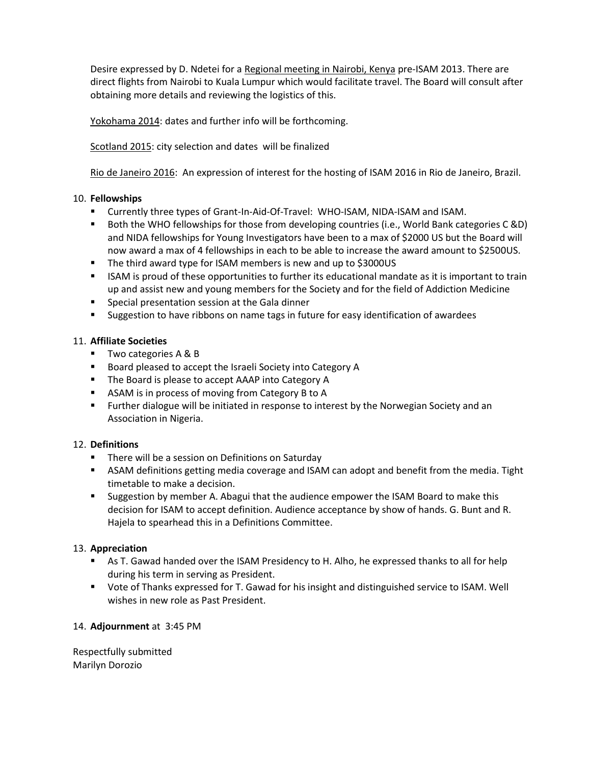Desire expressed by D. Ndetei for a Regional meeting in Nairobi, Kenya pre-ISAM 2013. There are direct flights from Nairobi to Kuala Lumpur which would facilitate travel. The Board will consult after obtaining more details and reviewing the logistics of this.

Yokohama 2014: dates and further info will be forthcoming.

Scotland 2015: city selection and dates will be finalized

Rio de Janeiro 2016: An expression of interest for the hosting of ISAM 2016 in Rio de Janeiro, Brazil.

10. **Fellowships**
    - Currently three types of Grant-In-Aid-Of-Travel: WHO-ISAM, NIDA-ISAM and ISAM.
    - Both the WHO fellowships for those from developing countries (i.e., World Bank categories C &D) and NIDA fellowships for Young Investigators have been to a max of $2000 US but the Board will now award a max of 4 fellowships in each to be able to increase the award amount to $2500US.
    - The third award type for ISAM members is new and up to $3000US
    - ISAM is proud of these opportunities to further its educational mandate as it is important to train up and assist new and young members for the Society and for the field of Addiction Medicine
    - Special presentation session at the Gala dinner
    - Suggestion to have ribbons on name tags in future for easy identification of awardees

11. **Affiliate Societies**
    - Two categories A & B
    - Board pleased to accept the Israeli Society into Category A
    - The Board is please to accept AAAP into Category A
    - ASAM is in process of moving from Category B to A
    - Further dialogue will be initiated in response to interest by the Norwegian Society and an Association in Nigeria.

12. **Definitions**
    - There will be a session on Definitions on Saturday
    - ASAM definitions getting media coverage and ISAM can adopt and benefit from the media. Tight timetable to make a decision.
    - Suggestion by member A. Abagui that the audience empower the ISAM Board to make this decision for ISAM to accept definition. Audience acceptance by show of hands. G. Bunt and R. Hajela to spearhead this in a Definitions Committee.

13. **Appreciation**
    - As T. Gawad handed over the ISAM Presidency to H. Alho, he expressed thanks to all for help during his term in serving as President.
    - Vote of Thanks expressed for T. Gawad for his insight and distinguished service to ISAM. Well wishes in new role as Past President.

14. **Adjournment** at 3:45 PM

Respectfully submitted
Marilyn Dorozio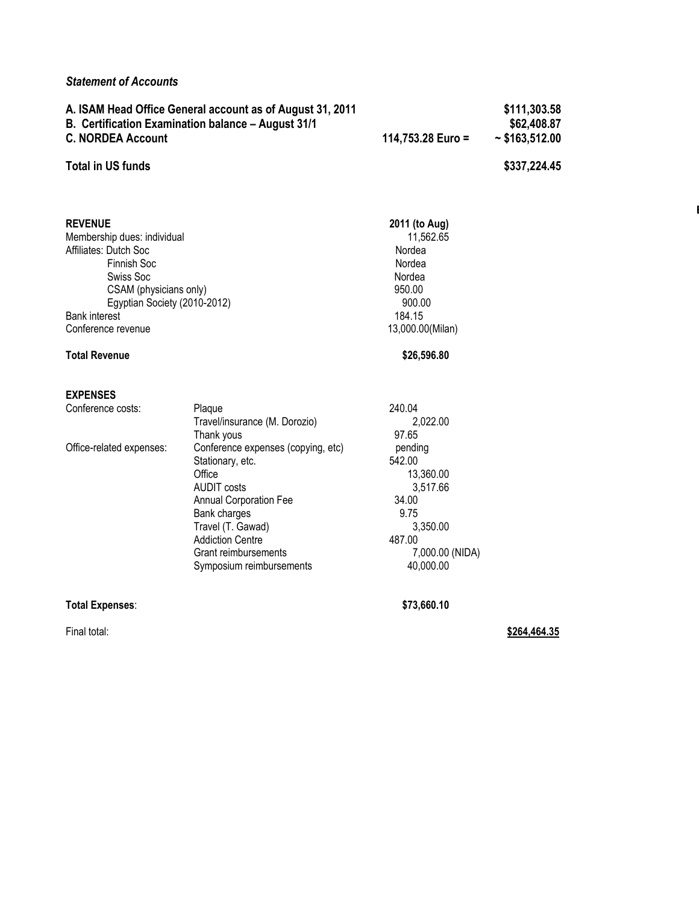***Statement of Accounts***

| | | |
|---|---|---|
| **A. ISAM Head Office General account as of August 31, 2011** | | **$111,303.58** |
| **B. Certification Examination balance – August 31/1** | | **$62,408.87** |
| **C. NORDEA Account** | **114,753.28 Euro =** | **~ $163,512.00** |
| **Total in US funds** | | **$337,224.45** |

| | | |
|---|---|---|
| **REVENUE** | | **2011 (to Aug)** |
| Membership dues: individual | | 11,562.65 |
| Affiliates: Dutch Soc | | Nordea |
| | Finnish Soc | Nordea |
| | Swiss Soc | Nordea |
| | CSAM (physicians only) | 950.00 |
| | Egyptian Society (2010-2012) | 900.00 |
| Bank interest | | 184.15 |
| Conference revenue | | 13,000.00(Milan) |
| **Total Revenue** | | **$26,596.80** |

| | | |
|---|---|---|
| **EXPENSES** | | |
| Conference costs: | Plaque | 240.04 |
| | Travel/insurance (M. Dorozio) | 2,022.00 |
| | Thank yous | 97.65 |
| Office-related expenses: | Conference expenses (copying, etc) | pending |
| | Stationary, etc. | 542.00 |
| | Office | 13,360.00 |
| | AUDIT costs | 3,517.66 |
| | Annual Corporation Fee | 34.00 |
| | Bank charges | 9.75 |
| | Travel (T. Gawad) | 3,350.00 |
| | Addiction Centre | 487.00 |
| | Grant reimbursements | 7,000.00 (NIDA) |
| | Symposium reimbursements | 40,000.00 |
| **Total Expenses**: | | **$73,660.10** |

Final total: **<u>$264,464.35</u>**